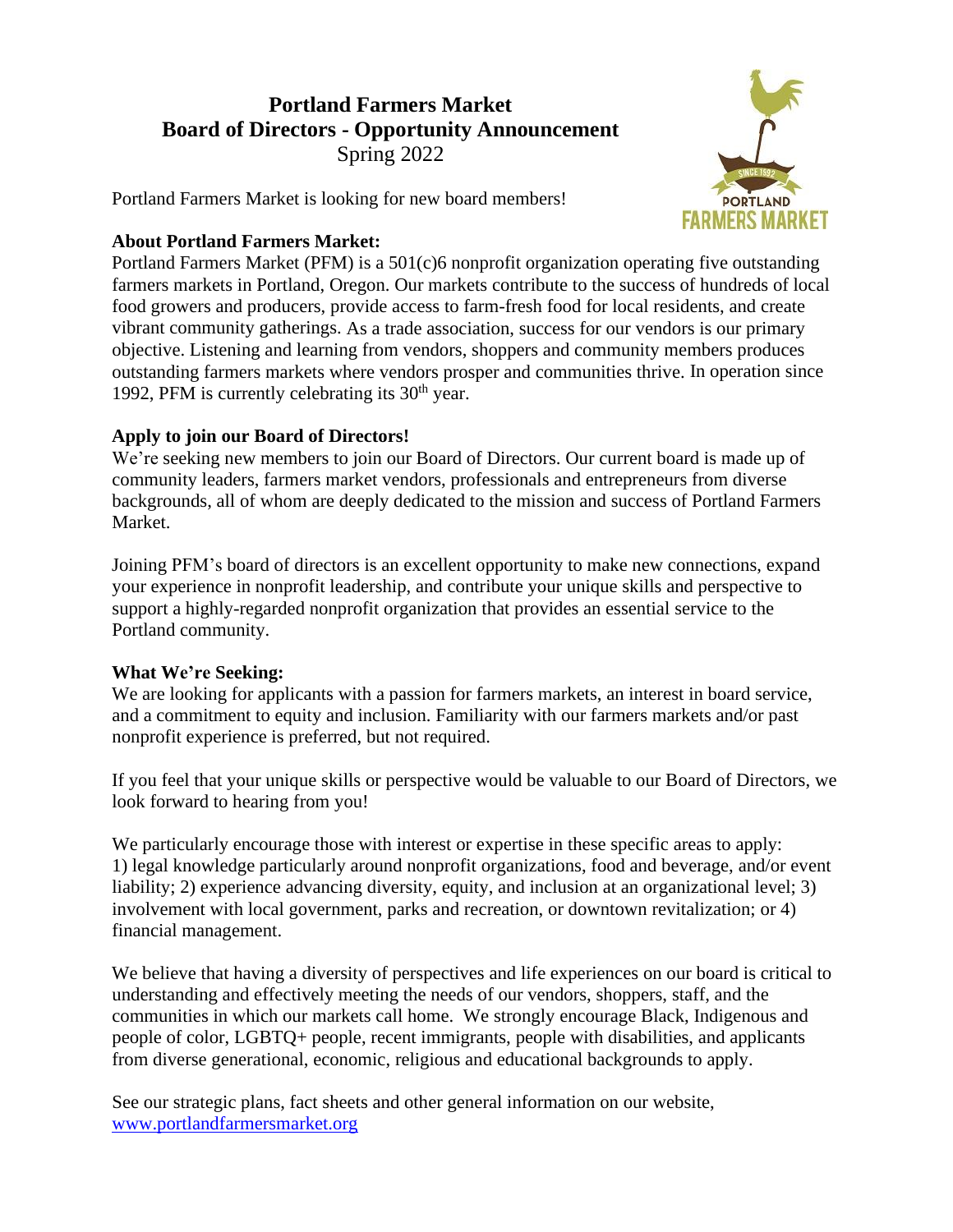# Portland Farmers Market
# Board of Directors - Opportunity Announcement
Spring 2022

Portland Farmers Market is looking for new board members!

**About Portland Farmers Market:**
Portland Farmers Market (PFM) is a 501(c)6 nonprofit organization operating five outstanding farmers markets in Portland, Oregon. Our markets contribute to the success of hundreds of local food growers and producers, provide access to farm-fresh food for local residents, and create vibrant community gatherings. As a trade association, success for our vendors is our primary objective. Listening and learning from vendors, shoppers and community members produces outstanding farmers markets where vendors prosper and communities thrive. In operation since 1992, PFM is currently celebrating its 30th year.

**Apply to join our Board of Directors!**
We're seeking new members to join our Board of Directors. Our current board is made up of community leaders, farmers market vendors, professionals and entrepreneurs from diverse backgrounds, all of whom are deeply dedicated to the mission and success of Portland Farmers Market.

Joining PFM's board of directors is an excellent opportunity to make new connections, expand your experience in nonprofit leadership, and contribute your unique skills and perspective to support a highly-regarded nonprofit organization that provides an essential service to the Portland community.

**What We're Seeking:**
We are looking for applicants with a passion for farmers markets, an interest in board service, and a commitment to equity and inclusion. Familiarity with our farmers markets and/or past nonprofit experience is preferred, but not required.

If you feel that your unique skills or perspective would be valuable to our Board of Directors, we look forward to hearing from you!

We particularly encourage those with interest or expertise in these specific areas to apply: 1) legal knowledge particularly around nonprofit organizations, food and beverage, and/or event liability; 2) experience advancing diversity, equity, and inclusion at an organizational level; 3) involvement with local government, parks and recreation, or downtown revitalization; or 4) financial management.

We believe that having a diversity of perspectives and life experiences on our board is critical to understanding and effectively meeting the needs of our vendors, shoppers, staff, and the communities in which our markets call home. We strongly encourage Black, Indigenous and people of color, LGBTQ+ people, recent immigrants, people with disabilities, and applicants from diverse generational, economic, religious and educational backgrounds to apply.

See our strategic plans, fact sheets and other general information on our website, [www.portlandfarmersmarket.org](http://www.portlandfarmersmarket.org)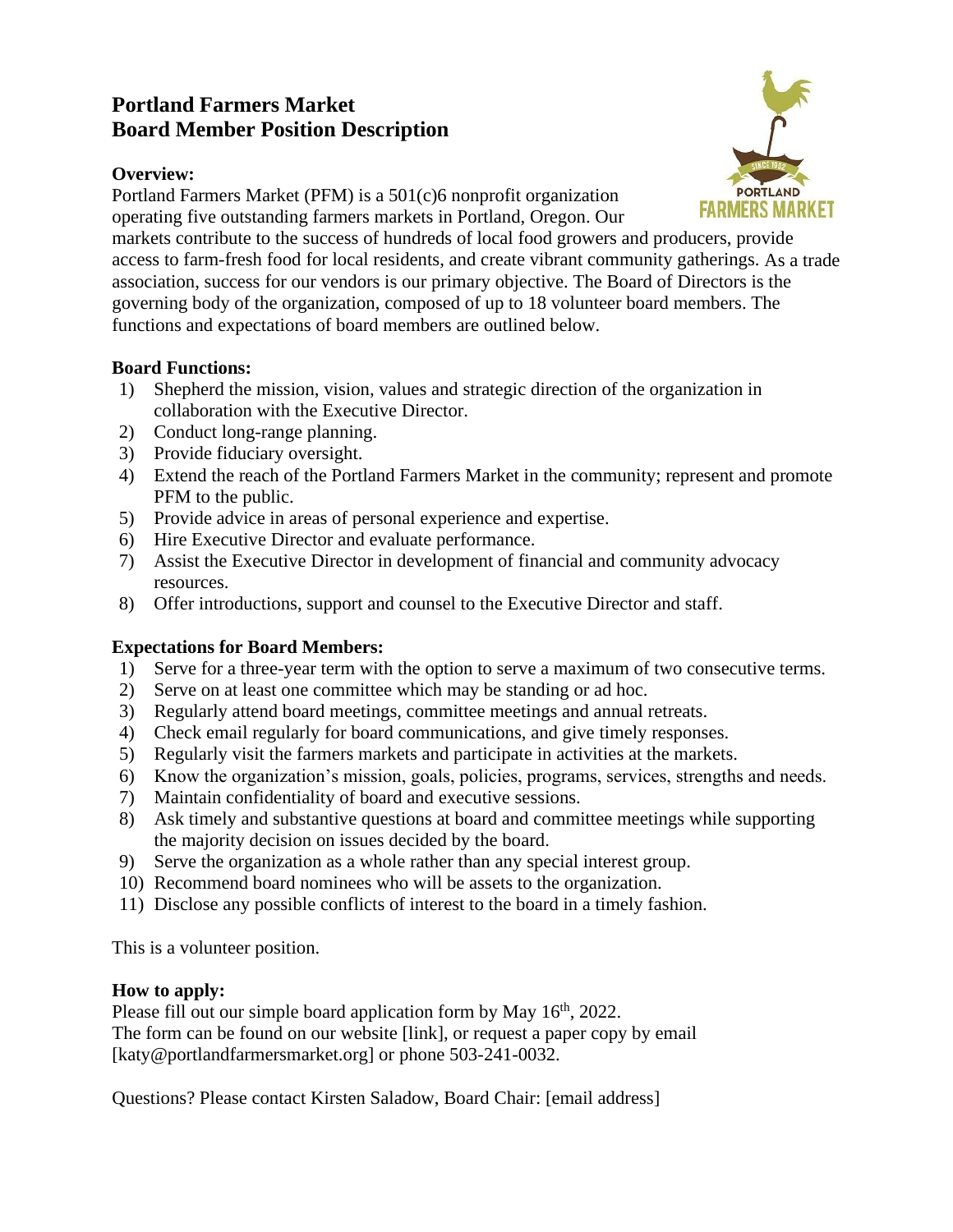# Portland Farmers Market
# Board Member Position Description

**Overview:**

Portland Farmers Market (PFM) is a 501(c)6 nonprofit organization operating five outstanding farmers markets in Portland, Oregon. Our markets contribute to the success of hundreds of local food growers and producers, provide access to farm-fresh food for local residents, and create vibrant community gatherings. As a trade association, success for our vendors is our primary objective. The Board of Directors is the governing body of the organization, composed of up to 18 volunteer board members. The functions and expectations of board members are outlined below.

**Board Functions:**

1) Shepherd the mission, vision, values and strategic direction of the organization in collaboration with the Executive Director.
2) Conduct long-range planning.
3) Provide fiduciary oversight.
4) Extend the reach of the Portland Farmers Market in the community; represent and promote PFM to the public.
5) Provide advice in areas of personal experience and expertise.
6) Hire Executive Director and evaluate performance.
7) Assist the Executive Director in development of financial and community advocacy resources.
8) Offer introductions, support and counsel to the Executive Director and staff.

**Expectations for Board Members:**

1) Serve for a three-year term with the option to serve a maximum of two consecutive terms.
2) Serve on at least one committee which may be standing or ad hoc.
3) Regularly attend board meetings, committee meetings and annual retreats.
4) Check email regularly for board communications, and give timely responses.
5) Regularly visit the farmers markets and participate in activities at the markets.
6) Know the organization's mission, goals, policies, programs, services, strengths and needs.
7) Maintain confidentiality of board and executive sessions.
8) Ask timely and substantive questions at board and committee meetings while supporting the majority decision on issues decided by the board.
9) Serve the organization as a whole rather than any special interest group.
10) Recommend board nominees who will be assets to the organization.
11) Disclose any possible conflicts of interest to the board in a timely fashion.

This is a volunteer position.

**How to apply:**

Please fill out our simple board application form by May 16th, 2022.
The form can be found on our website [link], or request a paper copy by email [katy@portlandfarmersmarket.org] or phone 503-241-0032.

Questions? Please contact Kirsten Saladow, Board Chair: [email address]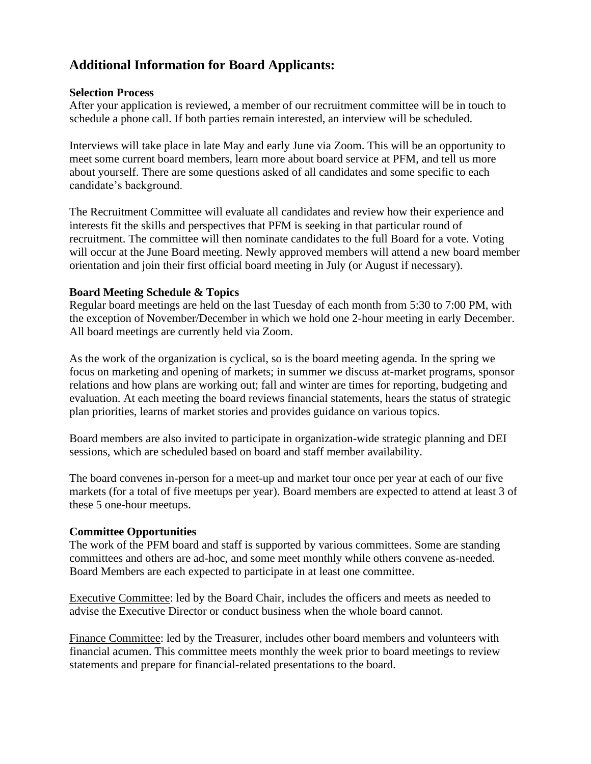## Additional Information for Board Applicants:

**Selection Process**

After your application is reviewed, a member of our recruitment committee will be in touch to schedule a phone call. If both parties remain interested, an interview will be scheduled.

Interviews will take place in late May and early June via Zoom. This will be an opportunity to meet some current board members, learn more about board service at PFM, and tell us more about yourself. There are some questions asked of all candidates and some specific to each candidate's background.

The Recruitment Committee will evaluate all candidates and review how their experience and interests fit the skills and perspectives that PFM is seeking in that particular round of recruitment. The committee will then nominate candidates to the full Board for a vote. Voting will occur at the June Board meeting. Newly approved members will attend a new board member orientation and join their first official board meeting in July (or August if necessary).

**Board Meeting Schedule & Topics**

Regular board meetings are held on the last Tuesday of each month from 5:30 to 7:00 PM, with the exception of November/December in which we hold one 2-hour meeting in early December. All board meetings are currently held via Zoom.

As the work of the organization is cyclical, so is the board meeting agenda. In the spring we focus on marketing and opening of markets; in summer we discuss at-market programs, sponsor relations and how plans are working out; fall and winter are times for reporting, budgeting and evaluation. At each meeting the board reviews financial statements, hears the status of strategic plan priorities, learns of market stories and provides guidance on various topics.

Board members are also invited to participate in organization-wide strategic planning and DEI sessions, which are scheduled based on board and staff member availability.

The board convenes in-person for a meet-up and market tour once per year at each of our five markets (for a total of five meetups per year). Board members are expected to attend at least 3 of these 5 one-hour meetups.

**Committee Opportunities**

The work of the PFM board and staff is supported by various committees. Some are standing committees and others are ad-hoc, and some meet monthly while others convene as-needed. Board Members are each expected to participate in at least one committee.

<u>Executive Committee</u>: led by the Board Chair, includes the officers and meets as needed to advise the Executive Director or conduct business when the whole board cannot.

<u>Finance Committee</u>: led by the Treasurer, includes other board members and volunteers with financial acumen. This committee meets monthly the week prior to board meetings to review statements and prepare for financial-related presentations to the board.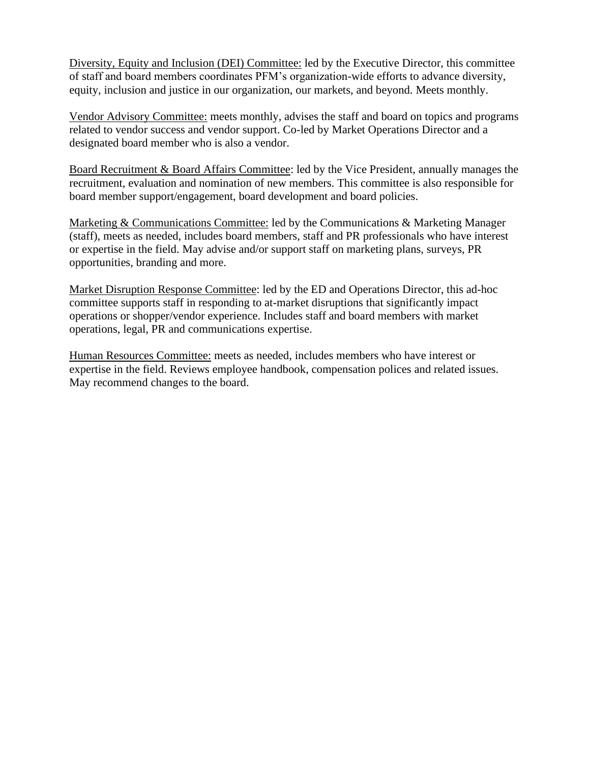<u>Diversity, Equity and Inclusion (DEI) Committee:</u> led by the Executive Director, this committee of staff and board members coordinates PFM's organization-wide efforts to advance diversity, equity, inclusion and justice in our organization, our markets, and beyond. Meets monthly.

<u>Vendor Advisory Committee:</u> meets monthly, advises the staff and board on topics and programs related to vendor success and vendor support. Co-led by Market Operations Director and a designated board member who is also a vendor.

<u>Board Recruitment & Board Affairs Committee</u>: led by the Vice President, annually manages the recruitment, evaluation and nomination of new members. This committee is also responsible for board member support/engagement, board development and board policies.

<u>Marketing & Communications Committee:</u> led by the Communications & Marketing Manager (staff), meets as needed, includes board members, staff and PR professionals who have interest or expertise in the field. May advise and/or support staff on marketing plans, surveys, PR opportunities, branding and more.

<u>Market Disruption Response Committee</u>: led by the ED and Operations Director, this ad-hoc committee supports staff in responding to at-market disruptions that significantly impact operations or shopper/vendor experience. Includes staff and board members with market operations, legal, PR and communications expertise.

<u>Human Resources Committee:</u> meets as needed, includes members who have interest or expertise in the field. Reviews employee handbook, compensation polices and related issues. May recommend changes to the board.